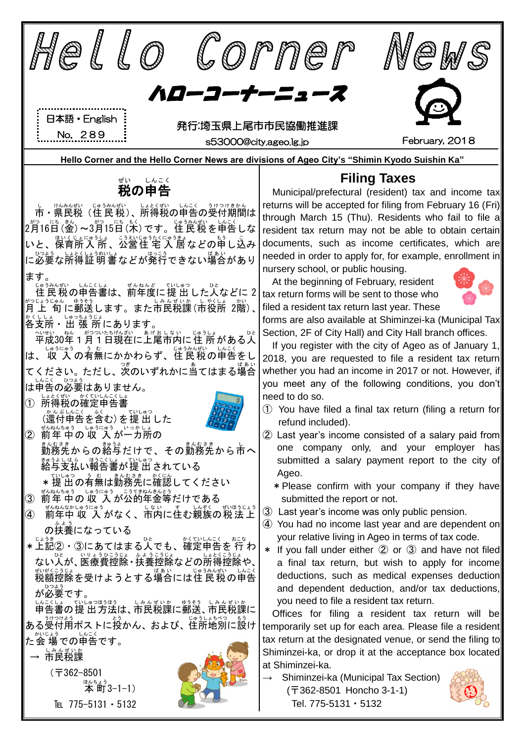# Hello Corner News

## ハローコーナーニュース

日本語・English
No. 289

発行:埼玉県上尾市市民協働推進課
s53000@city.ageo.lg.jp

February, 2018

**Hello Corner and the Hello Corner News are divisions of Ageo City's "Shimin Kyodo Suishin Ka"**

## 税の申告

市・県民税（住民税）、所得税の申告の受付期間は2月16日（金）～3月15日（木）です。住民税を申告しないと、保育所入所、公営住宅入居などの申し込みに必要な所得証明書などが発行できない場合があります。

住民税の申告書は、前年度に提出した人などに2月上旬に郵送します。また市民税課（市役所 2階）、各支所・出張所にあります。

平成30年1月1日現在に上尾市内に住所がある人は、収入の有無にかかわらず、住民税の申告をしてください。ただし、次のいずれかに当てはまる場合は申告の必要はありません。

① 所得税の確定申告書（還付申告を含む）を提出した

② 前年中の収入が一カ所の勤務先からの給与だけで、その勤務先から市へ給与支払い報告書が提出されている
　＊提出の有無は勤務先に確認してください

③ 前年中の収入が公的年金等だけである

④ 前年中収入がなく、市内に住む親族の税法上の扶養になっている

＊上記②・③にあてはまる人でも、確定申告を行わない人が、医療費控除・扶養控除などの所得控除や、税額控除を受けようとする場合には住民税の申告が必要です。

申告書の提出方法は、市民税課に郵送、市民税課にある受付用ポストに投かん、および、住所地別に設けた会場での申告です。

→ 市民税課
（〒362-8501
本町3-1-1）
TEL 775-5131・5132

## Filing Taxes

Municipal/prefectural (resident) tax and income tax returns will be accepted for filing from February 16 (Fri) through March 15 (Thu). Residents who fail to file a resident tax return may not be able to obtain certain documents, such as income certificates, which are needed in order to apply for, for example, enrollment in nursery school, or public housing.

At the beginning of February, resident tax return forms will be sent to those who filed a resident tax return last year. These forms are also available at Shiminzei-ka (Municipal Tax Section, 2F of City Hall) and City Hall branch offices.

If you register with the city of Ageo as of January 1, 2018, you are requested to file a resident tax return whether you had an income in 2017 or not. However, if you meet any of the following conditions, you don't need to do so.

① You have filed a final tax return (filing a return for refund included).

② Last year's income consisted of a salary paid from one company only, and your employer has submitted a salary payment report to the city of Ageo.
　＊Please confirm with your company if they have submitted the report or not.

③ Last year's income was only public pension.

④ You had no income last year and are dependent on your relative living in Ageo in terms of tax code.

＊ If you fall under either ② or ③ and have not filed a final tax return, but wish to apply for income deductions, such as medical expenses deduction and dependent deduction, and/or tax deductions, you need to file a resident tax return.

Offices for filing a resident tax return will be temporarily set up for each area. Please file a resident tax return at the designated venue, or send the filing to Shiminzei-ka, or drop it at the acceptance box located at Shiminzei-ka.

→ Shiminzei-ka (Municipal Tax Section)
(〒362-8501 Honcho 3-1-1)
Tel. 775-5131・5132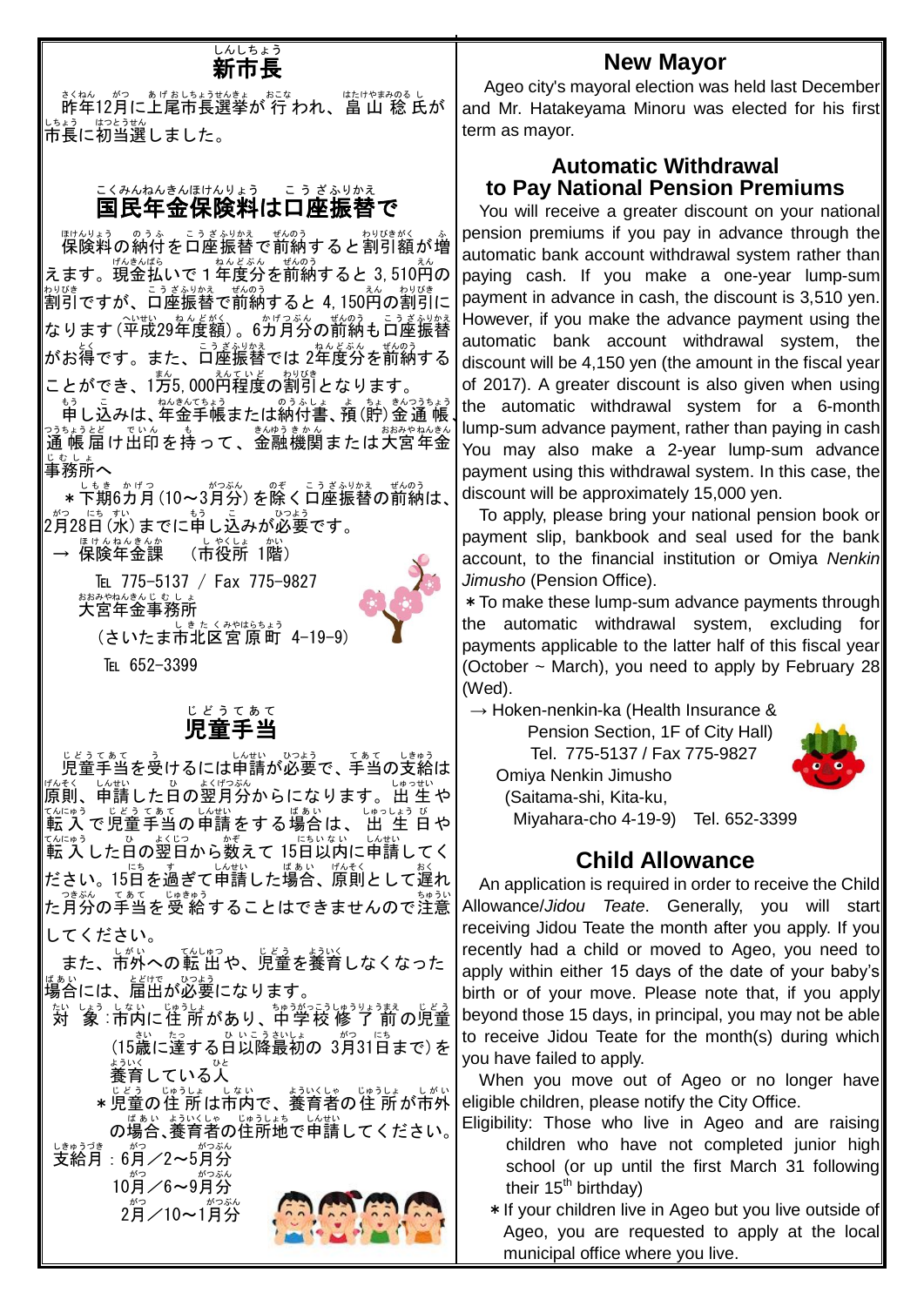## 新市長

昨年12月に上尾市長選挙が行われ、畠山稔氏が市長に初当選しました。

## 国民年金保険料は口座振替で

保険料の納付を口座振替で前納すると割引額が増えます。現金払いで1年度分を前納すると3,510円の割引ですが、口座振替で前納すると4,150円の割引になります（平成29年度額）。6カ月分の前納も口座振替がお得です。また、口座振替では2年度分を前納することができ、1万5,000円程度の割引となります。

申し込みは、年金手帳または納付書、預（貯）金通帳、通帳届け出印を持って、金融機関または大宮年金事務所へ

＊下期6カ月（10～3月分）を除く口座振替の前納は、2月28日（水）までに申し込みが必要です。

→ 保険年金課　（市役所 1階）

℡ 775-5137 / Fax 775-9827

大宮年金事務所

（さいたま市北区宮原町 4-19-9）

℡ 652-3399

## 児童手当

児童手当を受けるには申請が必要で、手当の支給は原則、申請した日の翌月分からになります。出生や転入で児童手当の申請をする場合は、出生日や転入した日の翌日から数えて15日以内に申請してください。15日を過ぎて申請した場合、原則として遅れた月分の手当を受給することはできませんので注意してください。

また、市外への転出や、児童を養育しなくなった場合には、届出が必要になります。

対象：市内に住所があり、中学校修了前の児童（15歳に達する日以降最初の3月31日まで）を養育している人

＊児童の住所は市内で、養育者の住所が市外の場合、養育者の住所地で申請してください。

支給月：6月／2～5月分

10月／6～9月分

2月／10～1月分

## New Mayor

Ageo city's mayoral election was held last December and Mr. Hatakeyama Minoru was elected for his first term as mayor.

## Automatic Withdrawal to Pay National Pension Premiums

You will receive a greater discount on your national pension premiums if you pay in advance through the automatic bank account withdrawal system rather than paying cash. If you make a one-year lump-sum payment in advance in cash, the discount is 3,510 yen. However, if you make the advance payment using the automatic bank account withdrawal system, the discount will be 4,150 yen (the amount in the fiscal year of 2017). A greater discount is also given when using the automatic withdrawal system for a 6-month lump-sum advance payment, rather than paying in cash. You may also make a 2-year lump-sum advance payment using this withdrawal system. In this case, the discount will be approximately 15,000 yen.

To apply, please bring your national pension book or payment slip, bankbook and seal used for the bank account, to the financial institution or Omiya *Nenkin Jimusho* (Pension Office).

＊To make these lump-sum advance payments through the automatic withdrawal system, excluding for payments applicable to the latter half of this fiscal year (October ~ March), you need to apply by February 28 (Wed).

→ Hoken-nenkin-ka (Health Insurance & Pension Section, 1F of City Hall)
Tel. 775-5137 / Fax 775-9827
Omiya Nenkin Jimusho
(Saitama-shi, Kita-ku, Miyahara-cho 4-19-9)　Tel. 652-3399

## Child Allowance

An application is required in order to receive the Child Allowance/*Jidou Teate*. Generally, you will start receiving Jidou Teate the month after you apply. If you recently had a child or moved to Ageo, you need to apply within either 15 days of the date of your baby's birth or of your move. Please note that, if you apply beyond those 15 days, in principal, you may not be able to receive Jidou Teate for the month(s) during which you have failed to apply.

When you move out of Ageo or no longer have eligible children, please notify the City Office.

Eligibility: Those who live in Ageo and are raising children who have not completed junior high school (or up until the first March 31 following their 15th birthday)

＊If your children live in Ageo but you live outside of Ageo, you are requested to apply at the local municipal office where you live.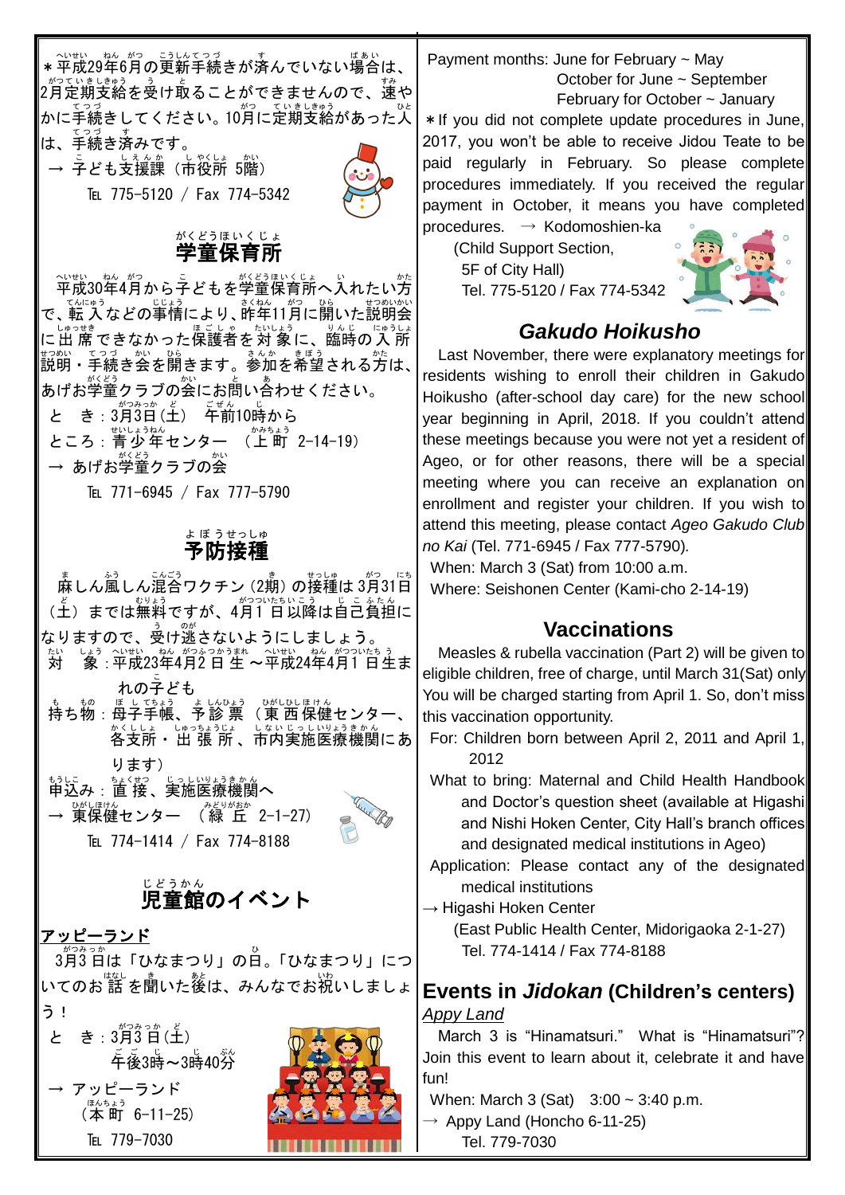＊平成29年6月の更新手続きが済んでいない場合は、2月定期支給を受け取ることができませんので、速やかに手続きしてください。10月に定期支給があった人は、手続き済みです。

→ 子ども支援課（市役所 5階）

℡ 775-5120 / Fax 774-5342

## 学童保育所

平成30年4月から子どもを学童保育所へ入れたい方で、転入などの事情により、昨年11月に開いた説明会に出席できなかった保護者を対象に、臨時の入所説明・手続き会を開きます。参加を希望される方は、あげお学童クラブの会にお問い合わせください。

と　き：3月3日（土）　午前10時から

ところ：青少年センター　（上町 2-14-19）

→ あげお学童クラブの会

℡ 771-6945 / Fax 777-5790

## 予防接種

麻しん風しん混合ワクチン（2期）の接種は3月31日（土）までは無料ですが、4月1日以降は自己負担になりますので、受け逃さないようにしましょう。

対　象：平成23年4月2日生～平成24年4月1日生まれの子ども

持ち物：母子手帳、予診票（東西保健センター、各支所・出張所、市内実施医療機関にあります）

申込み：直接、実施医療機関へ

→ 東保健センター　（緑丘 2-1-27）

℡ 774-1414 / Fax 774-8188

## 児童館のイベント

**アッピーランド**

3月3日は「ひなまつり」の日。「ひなまつり」についてのお話を聞いた後は、みんなでお祝いしましょう！

と　き：3月3日（土）
午後3時～3時40分

→ アッピーランド
（本町 6-11-25）

℡ 779-7030

Payment months: June for February ~ May
October for June ~ September
February for October ~ January

＊If you did not complete update procedures in June, 2017, you won't be able to receive Jidou Teate to be paid regularly in February. So please complete procedures immediately. If you received the regular payment in October, it means you have completed procedures. → Kodomoshien-ka

(Child Support Section,
5F of City Hall)
Tel. 775-5120 / Fax 774-5342

## *Gakudo Hoikusho*

Last November, there were explanatory meetings for residents wishing to enroll their children in Gakudo Hoikusho (after-school day care) for the new school year beginning in April, 2018. If you couldn't attend these meetings because you were not yet a resident of Ageo, or for other reasons, there will be a special meeting where you can receive an explanation on enrollment and register your children. If you wish to attend this meeting, please contact *Ageo Gakudo Club no Kai* (Tel. 771-6945 / Fax 777-5790).

When: March 3 (Sat) from 10:00 a.m.

Where: Seishonen Center (Kami-cho 2-14-19)

## Vaccinations

Measles & rubella vaccination (Part 2) will be given to eligible children, free of charge, until March 31(Sat) only. You will be charged starting from April 1. So, don't miss this vaccination opportunity.

For: Children born between April 2, 2011 and April 1, 2012

What to bring: Maternal and Child Health Handbook and Doctor's question sheet (available at Higashi and Nishi Hoken Center, City Hall's branch offices and designated medical institutions in Ageo)

Application: Please contact any of the designated medical institutions

→ Higashi Hoken Center
(East Public Health Center, Midorigaoka 2-1-27)
Tel. 774-1414 / Fax 774-8188

## Events in *Jidokan* (Children's centers)

*Appy Land*

March 3 is "Hinamatsuri." What is "Hinamatsuri"? Join this event to learn about it, celebrate it and have fun!

When: March 3 (Sat)　3:00 ~ 3:40 p.m.

→ Appy Land (Honcho 6-11-25)
Tel. 779-7030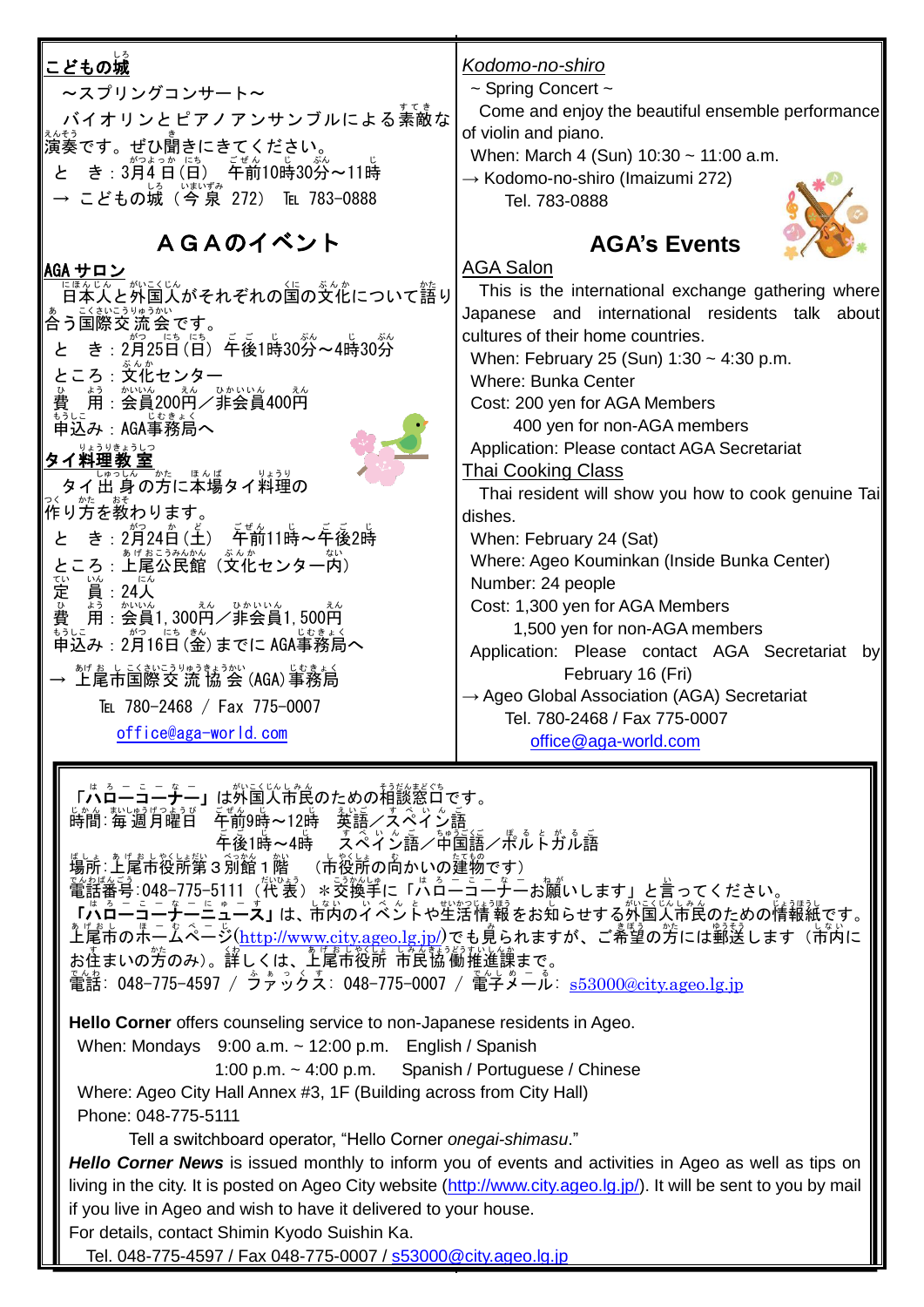## こどもの城

～スプリングコンサート～

バイオリンとピアノアンサンブルによる素敵な演奏です。ぜひ聞きにきてください。

と　き：3月4日（日）　午前10時30分～11時

→ こどもの城（今泉 272）　TEL 783-0888

## ＡＧＡのイベント

**AGA サロン**

日本人と外国人がそれぞれの国の文化について語り合う国際交流会です。

と　き：2月25日（日）午後1時30分～4時30分

ところ：文化センター

費　用：会員200円／非会員400円

申込み：AGA事務局へ

**タイ料理教室**

タイ出身の方に本場タイ料理の作り方を教わります。

と　き：2月24日（土）　午前11時～午後2時

ところ：上尾公民館（文化センター内）

定　員：24人

費　用：会員1,300円／非会員1,500円

申込み：2月16日（金）までに AGA事務局へ

→ 上尾市国際交流協会（AGA）事務局

TEL 780-2468 / Fax 775-0007

office@aga-world.com

## Kodomo-no-shiro

~ Spring Concert ~

Come and enjoy the beautiful ensemble performance of violin and piano.

When: March 4 (Sun) 10:30 ~ 11:00 a.m.

→ Kodomo-no-shiro (Imaizumi 272)

Tel. 783-0888

## AGA's Events

**AGA Salon**

This is the international exchange gathering where Japanese and international residents talk about cultures of their home countries.

When: February 25 (Sun) 1:30 ~ 4:30 p.m.

Where: Bunka Center

Cost: 200 yen for AGA Members

400 yen for non-AGA members

Application: Please contact AGA Secretariat

**Thai Cooking Class**

Thai resident will show you how to cook genuine Tai dishes.

When: February 24 (Sat)

Where: Ageo Kouminkan (Inside Bunka Center)

Number: 24 people

Cost: 1,300 yen for AGA Members

1,500 yen for non-AGA members

Application: Please contact AGA Secretariat by February 16 (Fri)

→ Ageo Global Association (AGA) Secretariat

Tel. 780-2468 / Fax 775-0007

office@aga-world.com

---

「ハローコーナー」は外国人市民のための相談窓口です。

時間：毎週月曜日　午前9時～12時　英語／スペイン語

午後1時～4時　スペイン語／中国語／ポルトガル語

場所：上尾市役所第３別館１階　（市役所の向かいの建物です）

電話番号：048-775-5111（代表）＊交換手に「ハローコーナーお願いします」と言ってください。

**「ハローコーナーニュース」**は、市内のイベントや生活情報をお知らせする外国人市民のための情報紙です。上尾市のホームページ(http://www.city.ageo.lg.jp/)でも見られますが、ご希望の方には郵送します（市内にお住まいの方のみ）。詳しくは、上尾市役所 市民協働推進課まで。

電話：048-775-4597 / ファックス：048-775-0007 / 電子メール：s53000@city.ageo.lg.jp

**Hello Corner** offers counseling service to non-Japanese residents in Ageo.

When: Mondays　9:00 a.m. ~ 12:00 p.m.　English / Spanish

1:00 p.m. ~ 4:00 p.m.　Spanish / Portuguese / Chinese

Where: Ageo City Hall Annex #3, 1F (Building across from City Hall)

Phone: 048-775-5111

Tell a switchboard operator, "Hello Corner *onegai-shimasu*."

***Hello Corner News*** is issued monthly to inform you of events and activities in Ageo as well as tips on living in the city. It is posted on Ageo City website (http://www.city.ageo.lg.jp/). It will be sent to you by mail if you live in Ageo and wish to have it delivered to your house.

For details, contact Shimin Kyodo Suishin Ka.

Tel. 048-775-4597 / Fax 048-775-0007 / s53000@city.ageo.lg.jp